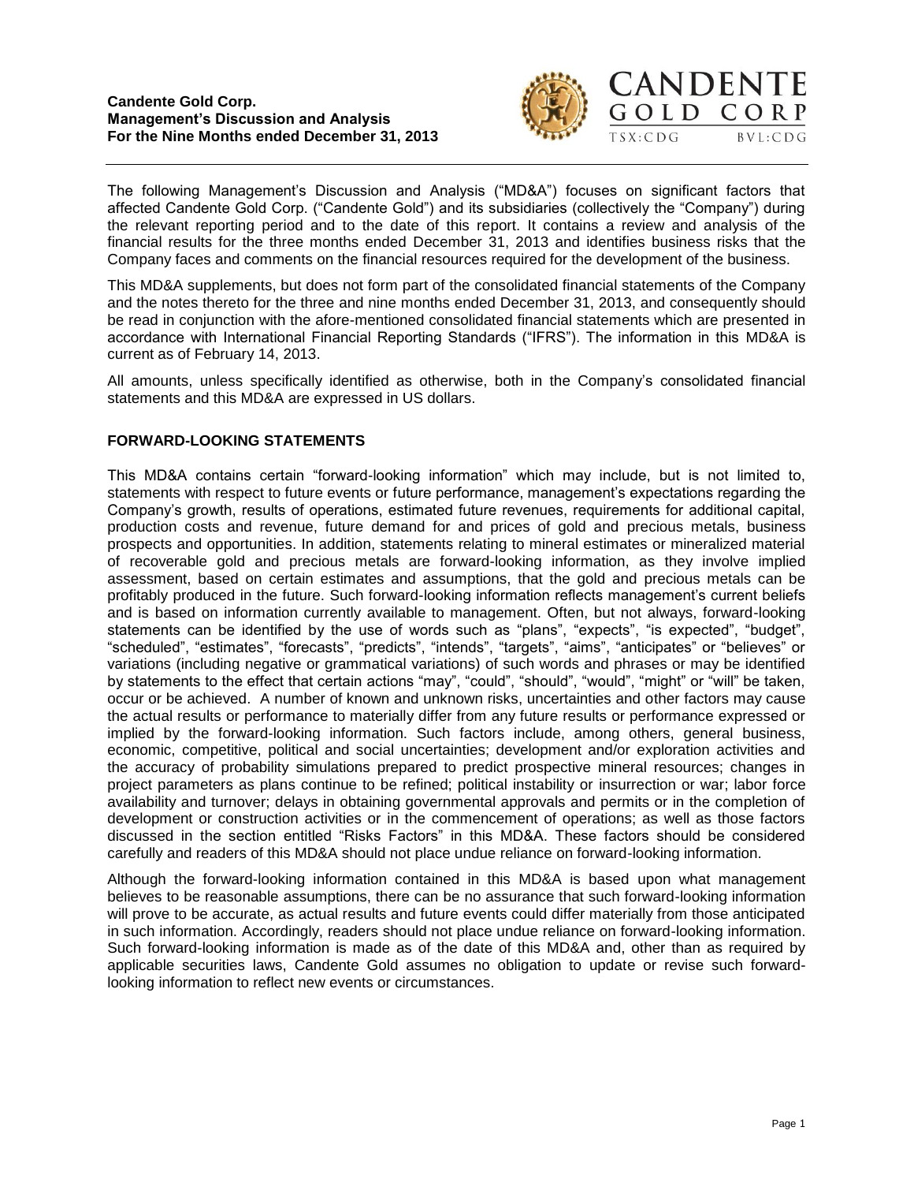**Candente Gold Corp.**
**Management's Discussion and Analysis**
**For the Nine Months ended December 31, 2013**

CANDENTE GOLD CORP
TSX:CDG BVL:CDG

The following Management's Discussion and Analysis ("MD&A") focuses on significant factors that affected Candente Gold Corp. ("Candente Gold") and its subsidiaries (collectively the "Company") during the relevant reporting period and to the date of this report. It contains a review and analysis of the financial results for the three months ended December 31, 2013 and identifies business risks that the Company faces and comments on the financial resources required for the development of the business.

This MD&A supplements, but does not form part of the consolidated financial statements of the Company and the notes thereto for the three and nine months ended December 31, 2013, and consequently should be read in conjunction with the afore-mentioned consolidated financial statements which are presented in accordance with International Financial Reporting Standards ("IFRS"). The information in this MD&A is current as of February 14, 2013.

All amounts, unless specifically identified as otherwise, both in the Company's consolidated financial statements and this MD&A are expressed in US dollars.

## FORWARD-LOOKING STATEMENTS

This MD&A contains certain "forward-looking information" which may include, but is not limited to, statements with respect to future events or future performance, management's expectations regarding the Company's growth, results of operations, estimated future revenues, requirements for additional capital, production costs and revenue, future demand for and prices of gold and precious metals, business prospects and opportunities. In addition, statements relating to mineral estimates or mineralized material of recoverable gold and precious metals are forward-looking information, as they involve implied assessment, based on certain estimates and assumptions, that the gold and precious metals can be profitably produced in the future. Such forward-looking information reflects management's current beliefs and is based on information currently available to management. Often, but not always, forward-looking statements can be identified by the use of words such as "plans", "expects", "is expected", "budget", "scheduled", "estimates", "forecasts", "predicts", "intends", "targets", "aims", "anticipates" or "believes" or variations (including negative or grammatical variations) of such words and phrases or may be identified by statements to the effect that certain actions "may", "could", "should", "would", "might" or "will" be taken, occur or be achieved. A number of known and unknown risks, uncertainties and other factors may cause the actual results or performance to materially differ from any future results or performance expressed or implied by the forward-looking information. Such factors include, among others, general business, economic, competitive, political and social uncertainties; development and/or exploration activities and the accuracy of probability simulations prepared to predict prospective mineral resources; changes in project parameters as plans continue to be refined; political instability or insurrection or war; labor force availability and turnover; delays in obtaining governmental approvals and permits or in the completion of development or construction activities or in the commencement of operations; as well as those factors discussed in the section entitled "Risks Factors" in this MD&A. These factors should be considered carefully and readers of this MD&A should not place undue reliance on forward-looking information.

Although the forward-looking information contained in this MD&A is based upon what management believes to be reasonable assumptions, there can be no assurance that such forward-looking information will prove to be accurate, as actual results and future events could differ materially from those anticipated in such information. Accordingly, readers should not place undue reliance on forward-looking information. Such forward-looking information is made as of the date of this MD&A and, other than as required by applicable securities laws, Candente Gold assumes no obligation to update or revise such forward-looking information to reflect new events or circumstances.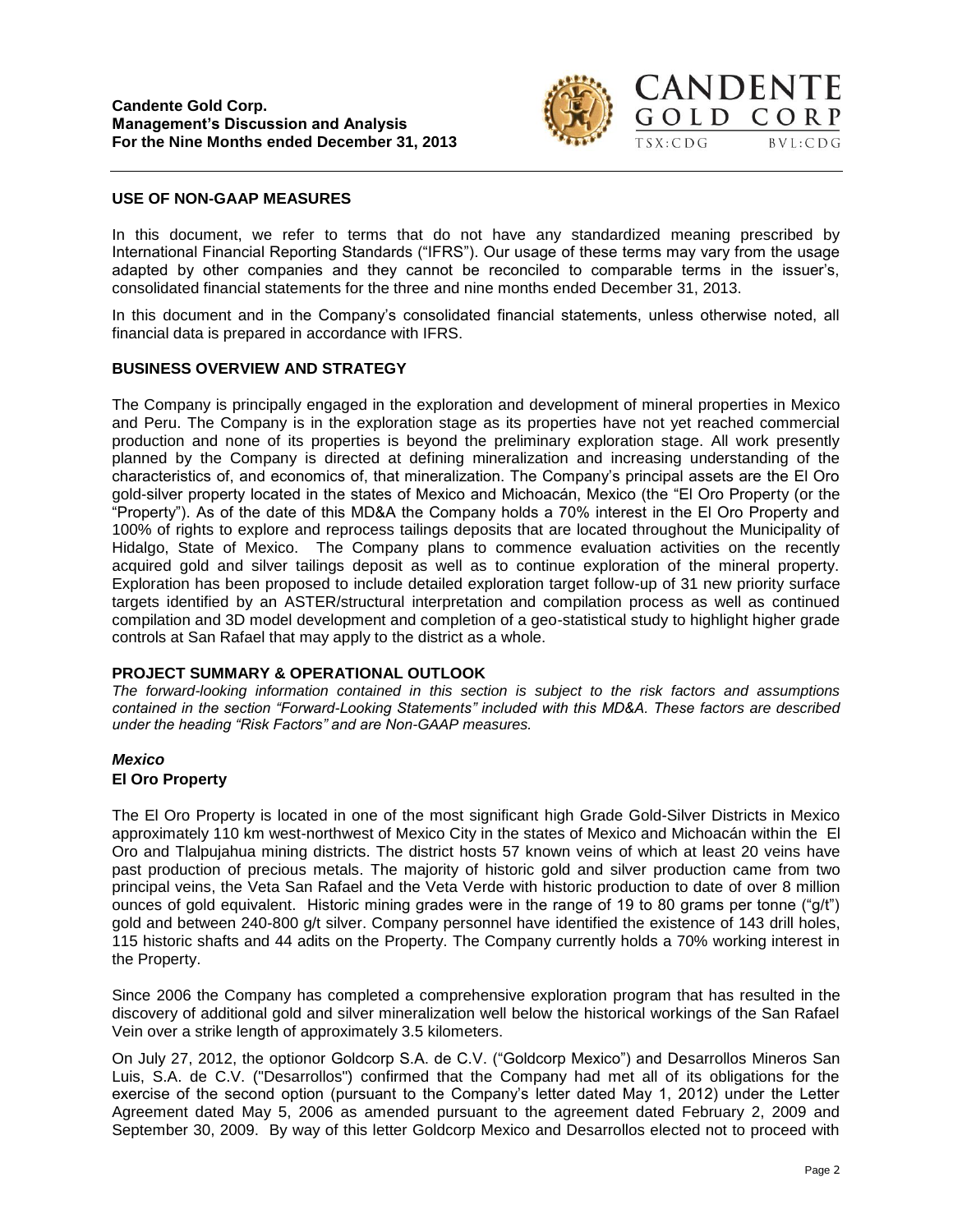## USE OF NON-GAAP MEASURES

In this document, we refer to terms that do not have any standardized meaning prescribed by International Financial Reporting Standards ("IFRS"). Our usage of these terms may vary from the usage adapted by other companies and they cannot be reconciled to comparable terms in the issuer's, consolidated financial statements for the three and nine months ended December 31, 2013.

In this document and in the Company's consolidated financial statements, unless otherwise noted, all financial data is prepared in accordance with IFRS.

## BUSINESS OVERVIEW AND STRATEGY

The Company is principally engaged in the exploration and development of mineral properties in Mexico and Peru. The Company is in the exploration stage as its properties have not yet reached commercial production and none of its properties is beyond the preliminary exploration stage. All work presently planned by the Company is directed at defining mineralization and increasing understanding of the characteristics of, and economics of, that mineralization. The Company's principal assets are the El Oro gold-silver property located in the states of Mexico and Michoacán, Mexico (the "El Oro Property (or the "Property"). As of the date of this MD&A the Company holds a 70% interest in the El Oro Property and 100% of rights to explore and reprocess tailings deposits that are located throughout the Municipality of Hidalgo, State of Mexico. The Company plans to commence evaluation activities on the recently acquired gold and silver tailings deposit as well as to continue exploration of the mineral property. Exploration has been proposed to include detailed exploration target follow-up of 31 new priority surface targets identified by an ASTER/structural interpretation and compilation process as well as continued compilation and 3D model development and completion of a geo-statistical study to highlight higher grade controls at San Rafael that may apply to the district as a whole.

## PROJECT SUMMARY & OPERATIONAL OUTLOOK

*The forward-looking information contained in this section is subject to the risk factors and assumptions contained in the section "Forward-Looking Statements" included with this MD&A. These factors are described under the heading "Risk Factors" and are Non-GAAP measures.*

### *Mexico*

#### El Oro Property

The El Oro Property is located in one of the most significant high Grade Gold-Silver Districts in Mexico approximately 110 km west-northwest of Mexico City in the states of Mexico and Michoacán within the El Oro and Tlalpujahua mining districts. The district hosts 57 known veins of which at least 20 veins have past production of precious metals. The majority of historic gold and silver production came from two principal veins, the Veta San Rafael and the Veta Verde with historic production to date of over 8 million ounces of gold equivalent. Historic mining grades were in the range of 19 to 80 grams per tonne ("g/t") gold and between 240-800 g/t silver. Company personnel have identified the existence of 143 drill holes, 115 historic shafts and 44 adits on the Property. The Company currently holds a 70% working interest in the Property.

Since 2006 the Company has completed a comprehensive exploration program that has resulted in the discovery of additional gold and silver mineralization well below the historical workings of the San Rafael Vein over a strike length of approximately 3.5 kilometers.

On July 27, 2012, the optionor Goldcorp S.A. de C.V. ("Goldcorp Mexico") and Desarrollos Mineros San Luis, S.A. de C.V. ("Desarrollos") confirmed that the Company had met all of its obligations for the exercise of the second option (pursuant to the Company's letter dated May 1, 2012) under the Letter Agreement dated May 5, 2006 as amended pursuant to the agreement dated February 2, 2009 and September 30, 2009. By way of this letter Goldcorp Mexico and Desarrollos elected not to proceed with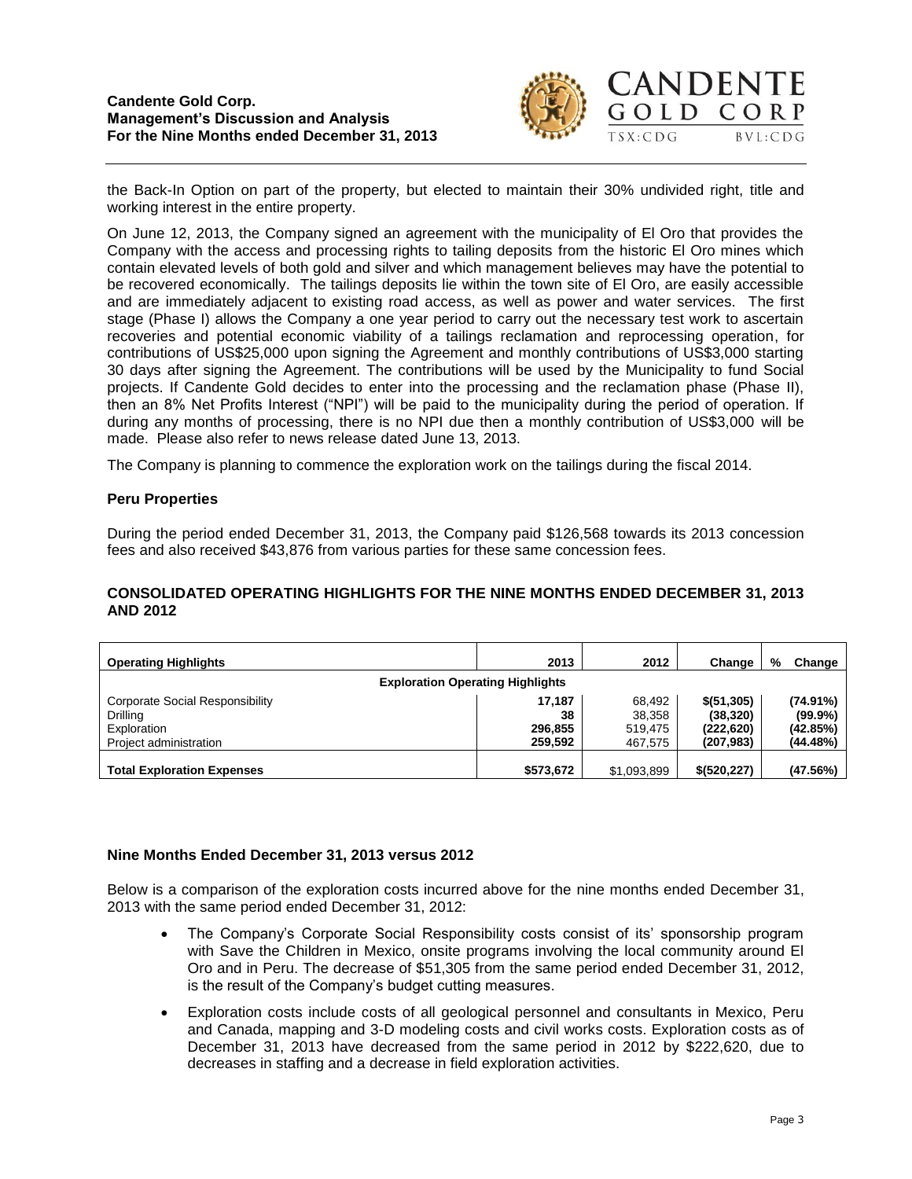the Back-In Option on part of the property, but elected to maintain their 30% undivided right, title and working interest in the entire property.

On June 12, 2013, the Company signed an agreement with the municipality of El Oro that provides the Company with the access and processing rights to tailing deposits from the historic El Oro mines which contain elevated levels of both gold and silver and which management believes may have the potential to be recovered economically. The tailings deposits lie within the town site of El Oro, are easily accessible and are immediately adjacent to existing road access, as well as power and water services. The first stage (Phase I) allows the Company a one year period to carry out the necessary test work to ascertain recoveries and potential economic viability of a tailings reclamation and reprocessing operation, for contributions of US$25,000 upon signing the Agreement and monthly contributions of US$3,000 starting 30 days after signing the Agreement. The contributions will be used by the Municipality to fund Social projects. If Candente Gold decides to enter into the processing and the reclamation phase (Phase II), then an 8% Net Profits Interest ("NPI") will be paid to the municipality during the period of operation. If during any months of processing, there is no NPI due then a monthly contribution of US$3,000 will be made. Please also refer to news release dated June 13, 2013.

The Company is planning to commence the exploration work on the tailings during the fiscal 2014.

### Peru Properties

During the period ended December 31, 2013, the Company paid $126,568 towards its 2013 concession fees and also received $43,876 from various parties for these same concession fees.

## CONSOLIDATED OPERATING HIGHLIGHTS FOR THE NINE MONTHS ENDED DECEMBER 31, 2013 AND 2012

| Operating Highlights | 2013 | 2012 | Change | % Change |
|---|---|---|---|---|
| **Exploration Operating Highlights** | | | | |
| Corporate Social Responsibility | 17,187 | 68,492 | $(51,305) | (74.91%) |
| Drilling | 38 | 38,358 | (38,320) | (99.9%) |
| Exploration | 296,855 | 519,475 | (222,620) | (42.85%) |
| Project administration | 259,592 | 467,575 | (207,983) | (44.48%) |
| **Total Exploration Expenses** | **$573,672** | $1,093,899 | **$(520,227)** | **(47.56%)** |

### Nine Months Ended December 31, 2013 versus 2012

Below is a comparison of the exploration costs incurred above for the nine months ended December 31, 2013 with the same period ended December 31, 2012:

- The Company's Corporate Social Responsibility costs consist of its' sponsorship program with Save the Children in Mexico, onsite programs involving the local community around El Oro and in Peru. The decrease of $51,305 from the same period ended December 31, 2012, is the result of the Company's budget cutting measures.
- Exploration costs include costs of all geological personnel and consultants in Mexico, Peru and Canada, mapping and 3-D modeling costs and civil works costs. Exploration costs as of December 31, 2013 have decreased from the same period in 2012 by $222,620, due to decreases in staffing and a decrease in field exploration activities.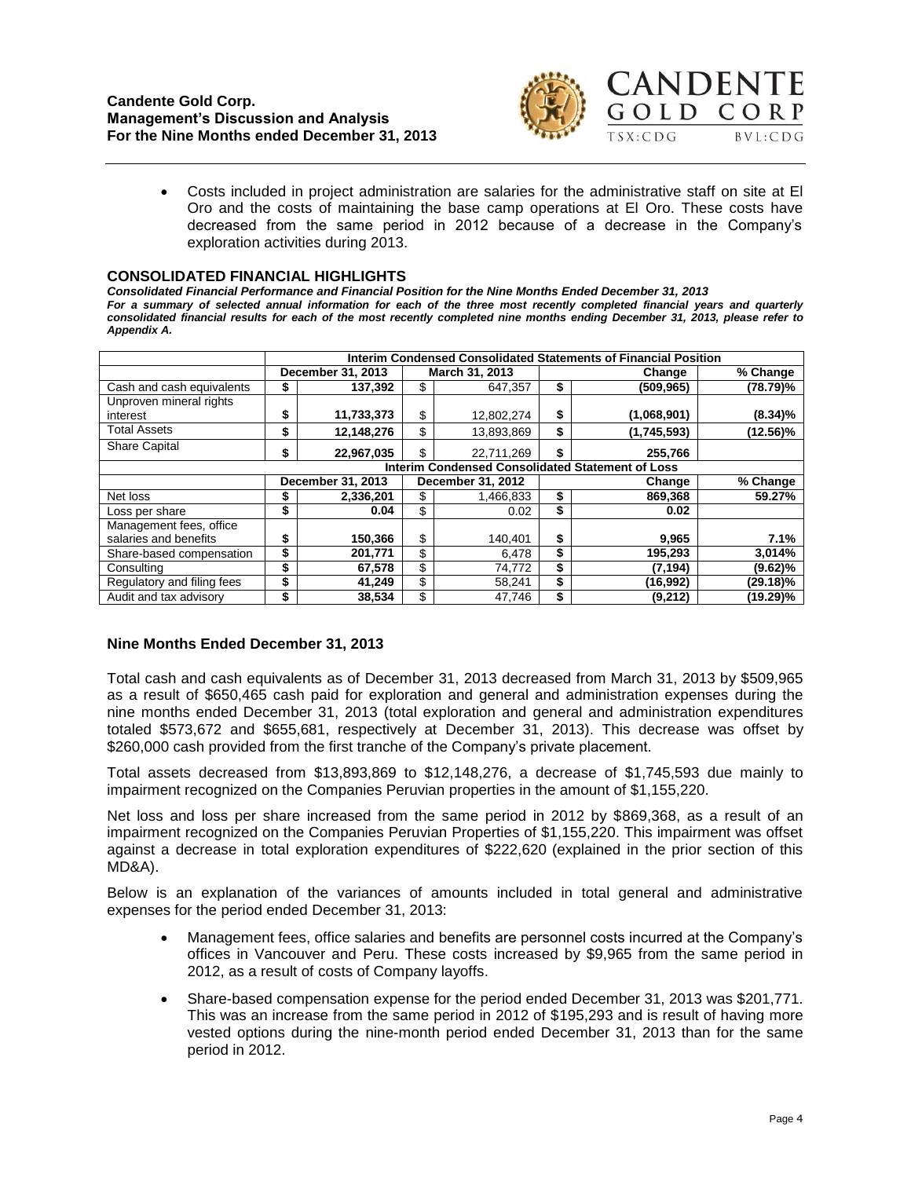- Costs included in project administration are salaries for the administrative staff on site at El Oro and the costs of maintaining the base camp operations at El Oro. These costs have decreased from the same period in 2012 because of a decrease in the Company's exploration activities during 2013.

## CONSOLIDATED FINANCIAL HIGHLIGHTS

***Consolidated Financial Performance and Financial Position for the Nine Months Ended December 31, 2013***

***For a summary of selected annual information for each of the three most recently completed financial years and quarterly consolidated financial results for each of the most recently completed nine months ending December 31, 2013, please refer to Appendix A.***

| | Interim Condensed Consolidated Statements of Financial Position | | | | | | |
|---|---|---|---|---|---|---|---|
| | December 31, 2013 | | March 31, 2013 | | Change | | % Change |
| Cash and cash equivalents | $ | 137,392 | $ | 647,357 | $ | (509,965) | (78.79)% |
| Unproven mineral rights interest | $ | 11,733,373 | $ | 12,802,274 | $ | (1,068,901) | (8.34)% |
| Total Assets | $ | 12,148,276 | $ | 13,893,869 | $ | (1,745,593) | (12.56)% |
| Share Capital | $ | 22,967,035 | $ | 22,711,269 | $ | 255,766 | |
| | **Interim Condensed Consolidated Statement of Loss** | | | | | | |
| | **December 31, 2013** | | **December 31, 2012** | | **Change** | | **% Change** |
| Net loss | $ | 2,336,201 | $ | 1,466,833 | $ | 869,368 | 59.27% |
| Loss per share | $ | 0.04 | $ | 0.02 | $ | 0.02 | |
| Management fees, office salaries and benefits | $ | 150,366 | $ | 140,401 | $ | 9,965 | 7.1% |
| Share-based compensation | $ | 201,771 | $ | 6,478 | $ | 195,293 | 3,014% |
| Consulting | $ | 67,578 | $ | 74,772 | $ | (7,194) | (9.62)% |
| Regulatory and filing fees | $ | 41,249 | $ | 58,241 | $ | (16,992) | (29.18)% |
| Audit and tax advisory | $ | 38,534 | $ | 47,746 | $ | (9,212) | (19.29)% |

### Nine Months Ended December 31, 2013

Total cash and cash equivalents as of December 31, 2013 decreased from March 31, 2013 by $509,965 as a result of $650,465 cash paid for exploration and general and administration expenses during the nine months ended December 31, 2013 (total exploration and general and administration expenditures totaled $573,672 and $655,681, respectively at December 31, 2013). This decrease was offset by $260,000 cash provided from the first tranche of the Company's private placement.

Total assets decreased from $13,893,869 to $12,148,276, a decrease of $1,745,593 due mainly to impairment recognized on the Companies Peruvian properties in the amount of $1,155,220.

Net loss and loss per share increased from the same period in 2012 by $869,368, as a result of an impairment recognized on the Companies Peruvian Properties of $1,155,220. This impairment was offset against a decrease in total exploration expenditures of $222,620 (explained in the prior section of this MD&A).

Below is an explanation of the variances of amounts included in total general and administrative expenses for the period ended December 31, 2013:

- Management fees, office salaries and benefits are personnel costs incurred at the Company's offices in Vancouver and Peru. These costs increased by $9,965 from the same period in 2012, as a result of costs of Company layoffs.
- Share-based compensation expense for the period ended December 31, 2013 was $201,771. This was an increase from the same period in 2012 of $195,293 and is result of having more vested options during the nine-month period ended December 31, 2013 than for the same period in 2012.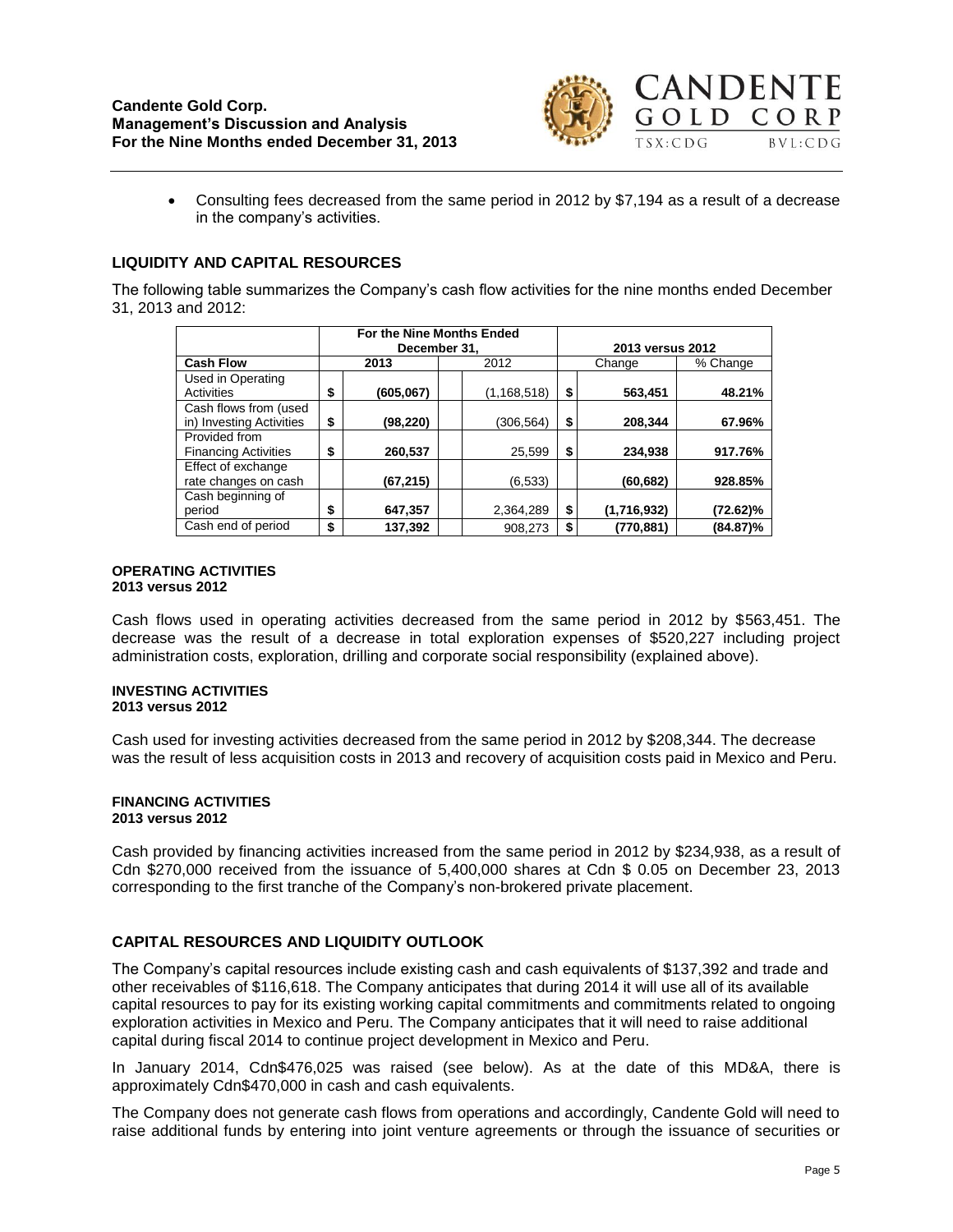- Consulting fees decreased from the same period in 2012 by $7,194 as a result of a decrease in the company's activities.

## LIQUIDITY AND CAPITAL RESOURCES

The following table summarizes the Company's cash flow activities for the nine months ended December 31, 2013 and 2012:

| | For the Nine Months Ended December 31, | | 2013 versus 2012 | |
|---|---|---|---|---|
| **Cash Flow** | **2013** | 2012 | Change | % Change |
| Used in Operating Activities | **$ (605,067)** | (1,168,518) | **$ 563,451** | **48.21%** |
| Cash flows from (used in) Investing Activities | **$ (98,220)** | (306,564) | **$ 208,344** | **67.96%** |
| Provided from Financing Activities | **$ 260,537** | 25,599 | **$ 234,938** | **917.76%** |
| Effect of exchange rate changes on cash | **(67,215)** | (6,533) | **(60,682)** | **928.85%** |
| Cash beginning of period | **$ 647,357** | 2,364,289 | **$ (1,716,932)** | **(72.62)%** |
| Cash end of period | **$ 137,392** | 908,273 | **$ (770,881)** | **(84.87)%** |

#### OPERATING ACTIVITIES
**2013 versus 2012**

Cash flows used in operating activities decreased from the same period in 2012 by $563,451. The decrease was the result of a decrease in total exploration expenses of $520,227 including project administration costs, exploration, drilling and corporate social responsibility (explained above).

#### INVESTING ACTIVITIES
**2013 versus 2012**

Cash used for investing activities decreased from the same period in 2012 by $208,344. The decrease was the result of less acquisition costs in 2013 and recovery of acquisition costs paid in Mexico and Peru.

#### FINANCING ACTIVITIES
**2013 versus 2012**

Cash provided by financing activities increased from the same period in 2012 by $234,938, as a result of Cdn $270,000 received from the issuance of 5,400,000 shares at Cdn $ 0.05 on December 23, 2013 corresponding to the first tranche of the Company's non-brokered private placement.

## CAPITAL RESOURCES AND LIQUIDITY OUTLOOK

The Company's capital resources include existing cash and cash equivalents of $137,392 and trade and other receivables of $116,618. The Company anticipates that during 2014 it will use all of its available capital resources to pay for its existing working capital commitments and commitments related to ongoing exploration activities in Mexico and Peru. The Company anticipates that it will need to raise additional capital during fiscal 2014 to continue project development in Mexico and Peru.

In January 2014, Cdn$476,025 was raised (see below). As at the date of this MD&A, there is approximately Cdn$470,000 in cash and cash equivalents.

The Company does not generate cash flows from operations and accordingly, Candente Gold will need to raise additional funds by entering into joint venture agreements or through the issuance of securities or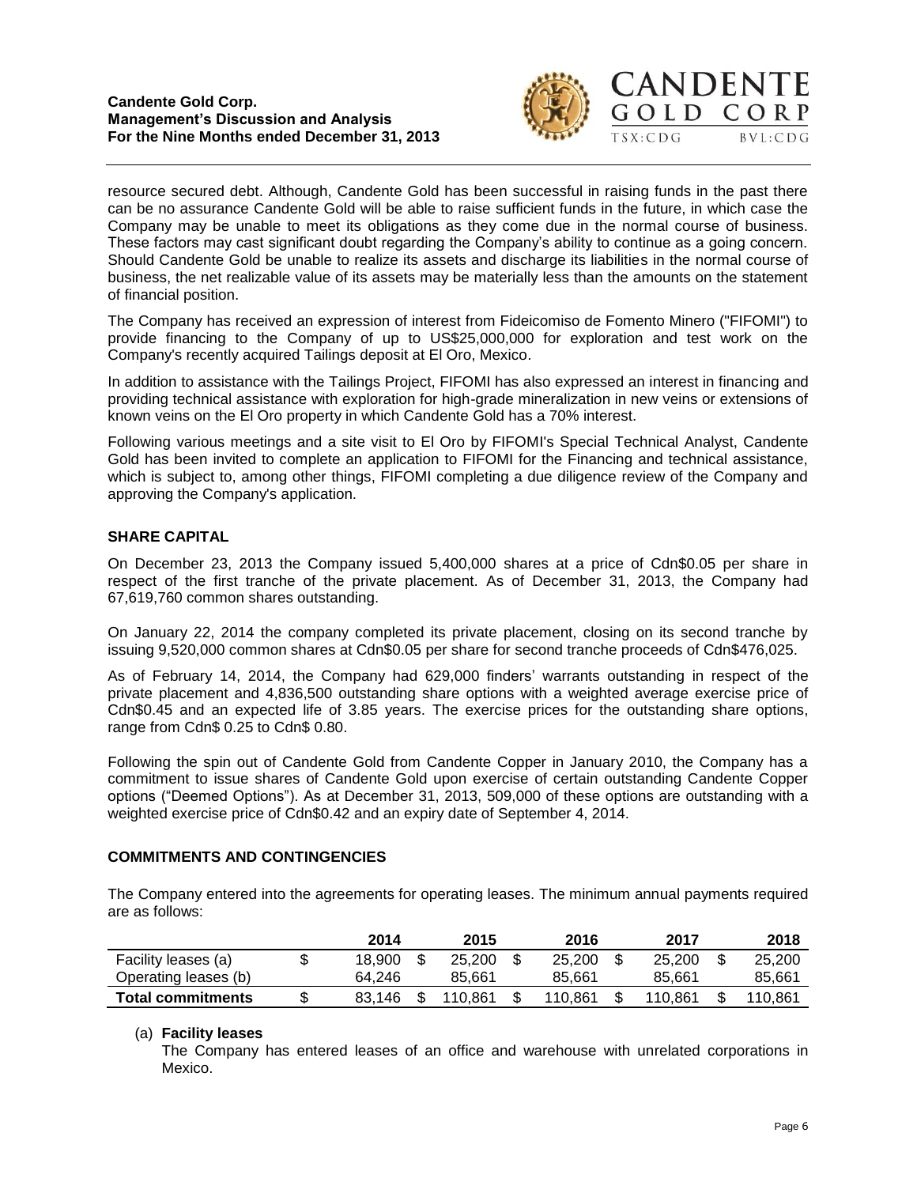resource secured debt. Although, Candente Gold has been successful in raising funds in the past there can be no assurance Candente Gold will be able to raise sufficient funds in the future, in which case the Company may be unable to meet its obligations as they come due in the normal course of business. These factors may cast significant doubt regarding the Company's ability to continue as a going concern. Should Candente Gold be unable to realize its assets and discharge its liabilities in the normal course of business, the net realizable value of its assets may be materially less than the amounts on the statement of financial position.

The Company has received an expression of interest from Fideicomiso de Fomento Minero ("FIFOMI") to provide financing to the Company of up to US$25,000,000 for exploration and test work on the Company's recently acquired Tailings deposit at El Oro, Mexico.

In addition to assistance with the Tailings Project, FIFOMI has also expressed an interest in financing and providing technical assistance with exploration for high-grade mineralization in new veins or extensions of known veins on the El Oro property in which Candente Gold has a 70% interest.

Following various meetings and a site visit to El Oro by FIFOMI's Special Technical Analyst, Candente Gold has been invited to complete an application to FIFOMI for the Financing and technical assistance, which is subject to, among other things, FIFOMI completing a due diligence review of the Company and approving the Company's application.

## SHARE CAPITAL

On December 23, 2013 the Company issued 5,400,000 shares at a price of Cdn$0.05 per share in respect of the first tranche of the private placement. As of December 31, 2013, the Company had 67,619,760 common shares outstanding.

On January 22, 2014 the company completed its private placement, closing on its second tranche by issuing 9,520,000 common shares at Cdn$0.05 per share for second tranche proceeds of Cdn$476,025.

As of February 14, 2014, the Company had 629,000 finders' warrants outstanding in respect of the private placement and 4,836,500 outstanding share options with a weighted average exercise price of Cdn$0.45 and an expected life of 3.85 years. The exercise prices for the outstanding share options, range from Cdn$ 0.25 to Cdn$ 0.80.

Following the spin out of Candente Gold from Candente Copper in January 2010, the Company has a commitment to issue shares of Candente Gold upon exercise of certain outstanding Candente Copper options ("Deemed Options"). As at December 31, 2013, 509,000 of these options are outstanding with a weighted exercise price of Cdn$0.42 and an expiry date of September 4, 2014.

## COMMITMENTS AND CONTINGENCIES

The Company entered into the agreements for operating leases. The minimum annual payments required are as follows:

| | 2014 | 2015 | 2016 | 2017 | 2018 |
|---|---|---|---|---|---|
| Facility leases (a) | $ 18,900 | $ 25,200 | $ 25,200 | $ 25,200 | $ 25,200 |
| Operating leases (b) | 64,246 | 85,661 | 85,661 | 85,661 | 85,661 |
| **Total commitments** | $ 83,146 | $ 110,861 | $ 110,861 | $ 110,861 | $ 110,861 |

(a) **Facility leases**
The Company has entered leases of an office and warehouse with unrelated corporations in Mexico.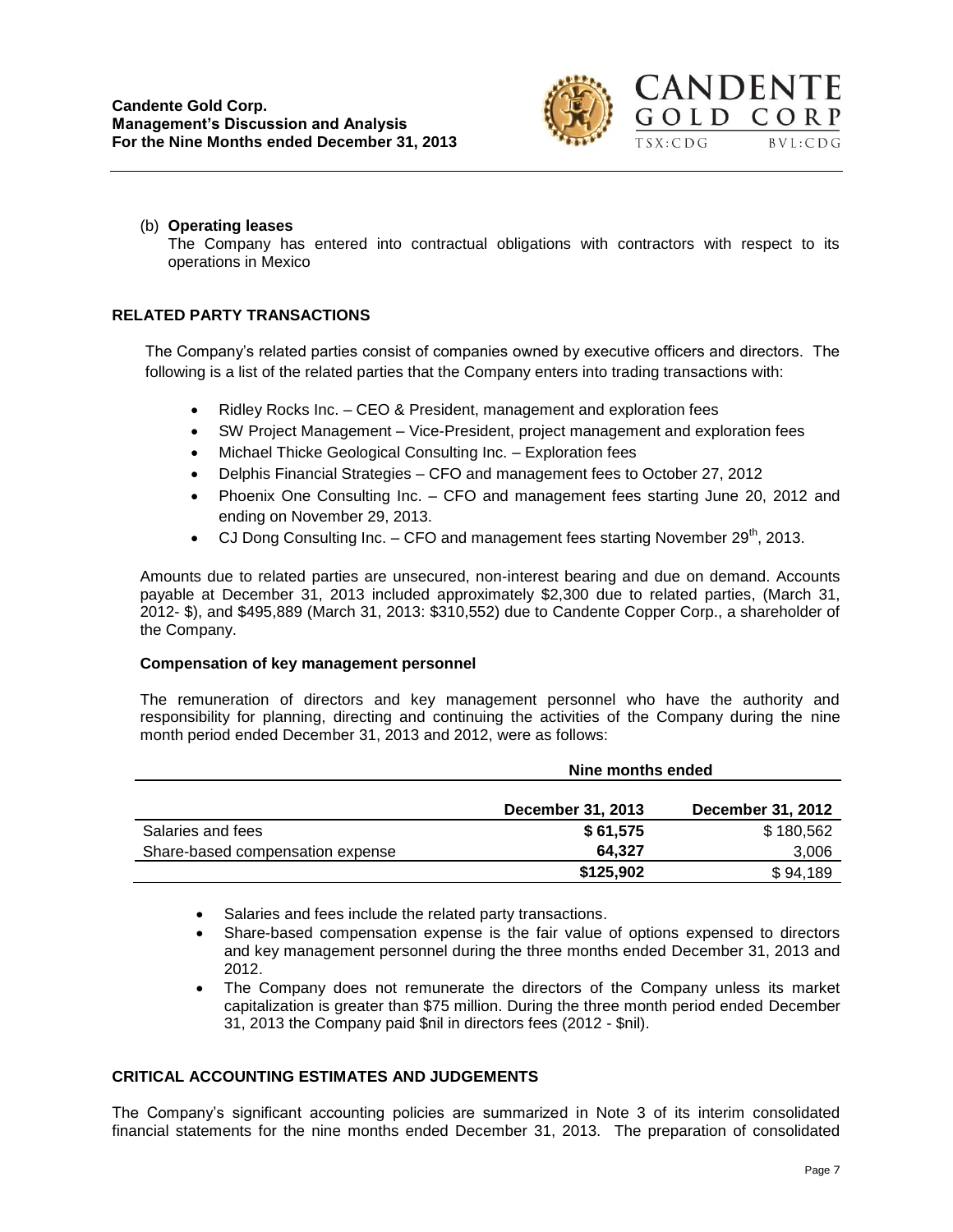(b) **Operating leases**
The Company has entered into contractual obligations with contractors with respect to its operations in Mexico

## RELATED PARTY TRANSACTIONS

The Company's related parties consist of companies owned by executive officers and directors. The following is a list of the related parties that the Company enters into trading transactions with:

- Ridley Rocks Inc. – CEO & President, management and exploration fees
- SW Project Management – Vice-President, project management and exploration fees
- Michael Thicke Geological Consulting Inc. – Exploration fees
- Delphis Financial Strategies – CFO and management fees to October 27, 2012
- Phoenix One Consulting Inc. – CFO and management fees starting June 20, 2012 and ending on November 29, 2013.
- CJ Dong Consulting Inc. – CFO and management fees starting November 29th, 2013.

Amounts due to related parties are unsecured, non-interest bearing and due on demand. Accounts payable at December 31, 2013 included approximately $2,300 due to related parties, (March 31, 2012- $), and $495,889 (March 31, 2013: $310,552) due to Candente Copper Corp., a shareholder of the Company.

### Compensation of key management personnel

The remuneration of directors and key management personnel who have the authority and responsibility for planning, directing and continuing the activities of the Company during the nine month period ended December 31, 2013 and 2012, were as follows:

| | Nine months ended | |
|---|---|---|
| | **December 31, 2013** | **December 31, 2012** |
| Salaries and fees | **$ 61,575** | $ 180,562 |
| Share-based compensation expense | **64,327** | 3,006 |
| | **$125,902** | $ 94,189 |

- Salaries and fees include the related party transactions.
- Share-based compensation expense is the fair value of options expensed to directors and key management personnel during the three months ended December 31, 2013 and 2012.
- The Company does not remunerate the directors of the Company unless its market capitalization is greater than $75 million. During the three month period ended December 31, 2013 the Company paid $nil in directors fees (2012 - $nil).

## CRITICAL ACCOUNTING ESTIMATES AND JUDGEMENTS

The Company's significant accounting policies are summarized in Note 3 of its interim consolidated financial statements for the nine months ended December 31, 2013. The preparation of consolidated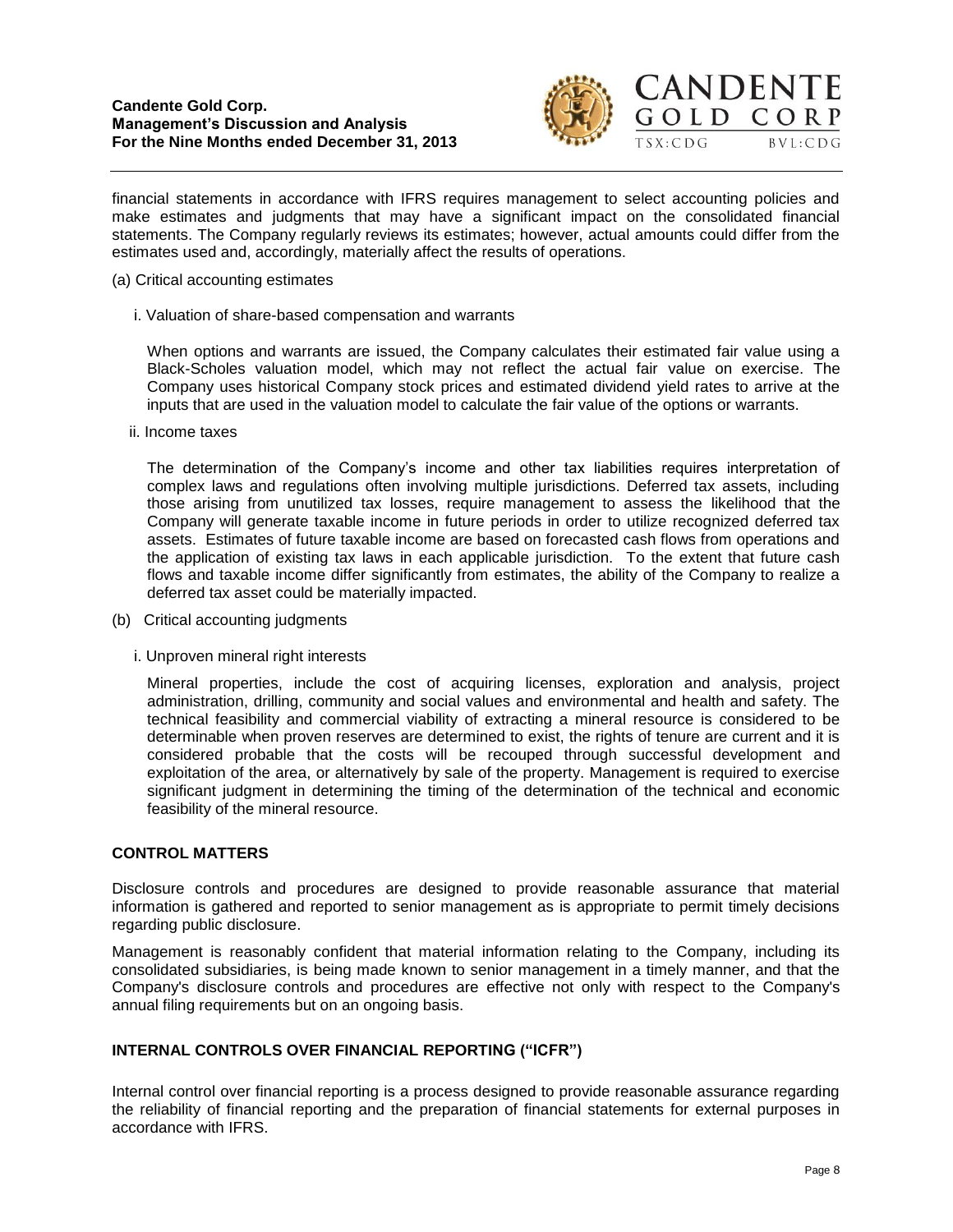financial statements in accordance with IFRS requires management to select accounting policies and make estimates and judgments that may have a significant impact on the consolidated financial statements. The Company regularly reviews its estimates; however, actual amounts could differ from the estimates used and, accordingly, materially affect the results of operations.

(a) Critical accounting estimates

i. Valuation of share-based compensation and warrants

When options and warrants are issued, the Company calculates their estimated fair value using a Black-Scholes valuation model, which may not reflect the actual fair value on exercise. The Company uses historical Company stock prices and estimated dividend yield rates to arrive at the inputs that are used in the valuation model to calculate the fair value of the options or warrants.

ii. Income taxes

The determination of the Company's income and other tax liabilities requires interpretation of complex laws and regulations often involving multiple jurisdictions. Deferred tax assets, including those arising from unutilized tax losses, require management to assess the likelihood that the Company will generate taxable income in future periods in order to utilize recognized deferred tax assets. Estimates of future taxable income are based on forecasted cash flows from operations and the application of existing tax laws in each applicable jurisdiction. To the extent that future cash flows and taxable income differ significantly from estimates, the ability of the Company to realize a deferred tax asset could be materially impacted.

(b) Critical accounting judgments

i. Unproven mineral right interests

Mineral properties, include the cost of acquiring licenses, exploration and analysis, project administration, drilling, community and social values and environmental and health and safety. The technical feasibility and commercial viability of extracting a mineral resource is considered to be determinable when proven reserves are determined to exist, the rights of tenure are current and it is considered probable that the costs will be recouped through successful development and exploitation of the area, or alternatively by sale of the property. Management is required to exercise significant judgment in determining the timing of the determination of the technical and economic feasibility of the mineral resource.

## CONTROL MATTERS

Disclosure controls and procedures are designed to provide reasonable assurance that material information is gathered and reported to senior management as is appropriate to permit timely decisions regarding public disclosure.

Management is reasonably confident that material information relating to the Company, including its consolidated subsidiaries, is being made known to senior management in a timely manner, and that the Company's disclosure controls and procedures are effective not only with respect to the Company's annual filing requirements but on an ongoing basis.

## INTERNAL CONTROLS OVER FINANCIAL REPORTING ("ICFR")

Internal control over financial reporting is a process designed to provide reasonable assurance regarding the reliability of financial reporting and the preparation of financial statements for external purposes in accordance with IFRS.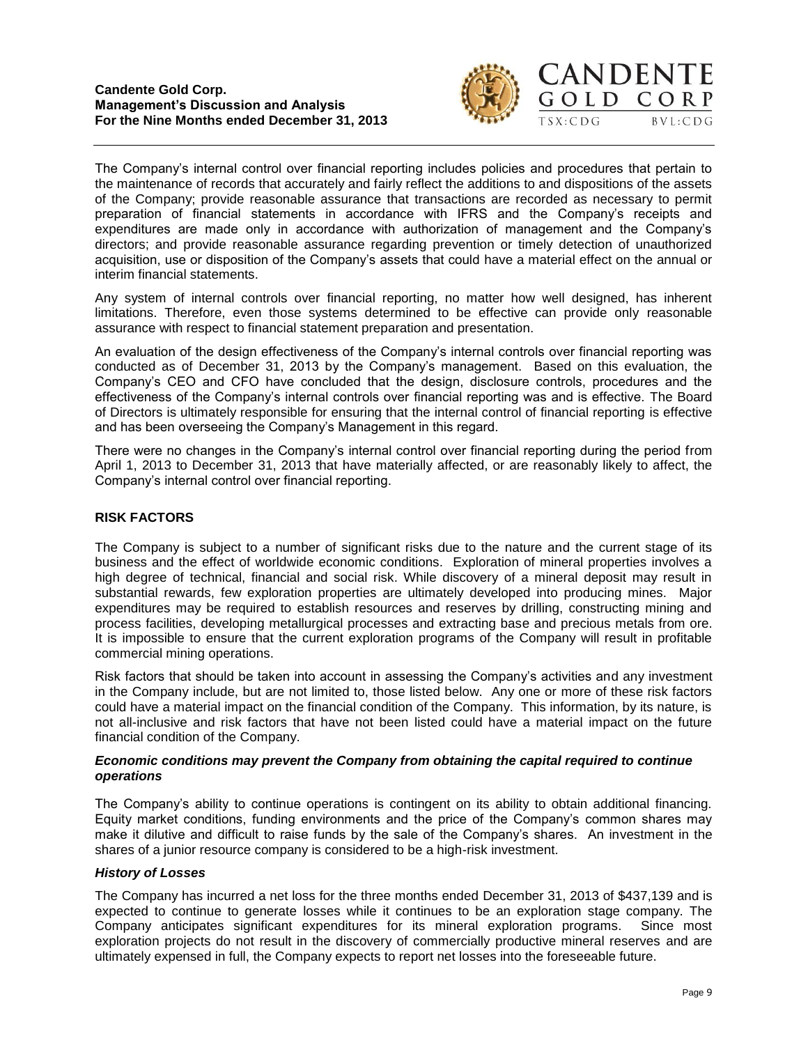The Company's internal control over financial reporting includes policies and procedures that pertain to the maintenance of records that accurately and fairly reflect the additions to and dispositions of the assets of the Company; provide reasonable assurance that transactions are recorded as necessary to permit preparation of financial statements in accordance with IFRS and the Company's receipts and expenditures are made only in accordance with authorization of management and the Company's directors; and provide reasonable assurance regarding prevention or timely detection of unauthorized acquisition, use or disposition of the Company's assets that could have a material effect on the annual or interim financial statements.

Any system of internal controls over financial reporting, no matter how well designed, has inherent limitations. Therefore, even those systems determined to be effective can provide only reasonable assurance with respect to financial statement preparation and presentation.

An evaluation of the design effectiveness of the Company's internal controls over financial reporting was conducted as of December 31, 2013 by the Company's management. Based on this evaluation, the Company's CEO and CFO have concluded that the design, disclosure controls, procedures and the effectiveness of the Company's internal controls over financial reporting was and is effective. The Board of Directors is ultimately responsible for ensuring that the internal control of financial reporting is effective and has been overseeing the Company's Management in this regard.

There were no changes in the Company's internal control over financial reporting during the period from April 1, 2013 to December 31, 2013 that have materially affected, or are reasonably likely to affect, the Company's internal control over financial reporting.

## RISK FACTORS

The Company is subject to a number of significant risks due to the nature and the current stage of its business and the effect of worldwide economic conditions. Exploration of mineral properties involves a high degree of technical, financial and social risk. While discovery of a mineral deposit may result in substantial rewards, few exploration properties are ultimately developed into producing mines. Major expenditures may be required to establish resources and reserves by drilling, constructing mining and process facilities, developing metallurgical processes and extracting base and precious metals from ore. It is impossible to ensure that the current exploration programs of the Company will result in profitable commercial mining operations.

Risk factors that should be taken into account in assessing the Company's activities and any investment in the Company include, but are not limited to, those listed below. Any one or more of these risk factors could have a material impact on the financial condition of the Company. This information, by its nature, is not all-inclusive and risk factors that have not been listed could have a material impact on the future financial condition of the Company.

### *Economic conditions may prevent the Company from obtaining the capital required to continue operations*

The Company's ability to continue operations is contingent on its ability to obtain additional financing. Equity market conditions, funding environments and the price of the Company's common shares may make it dilutive and difficult to raise funds by the sale of the Company's shares. An investment in the shares of a junior resource company is considered to be a high-risk investment.

### *History of Losses*

The Company has incurred a net loss for the three months ended December 31, 2013 of $437,139 and is expected to continue to generate losses while it continues to be an exploration stage company. The Company anticipates significant expenditures for its mineral exploration programs. Since most exploration projects do not result in the discovery of commercially productive mineral reserves and are ultimately expensed in full, the Company expects to report net losses into the foreseeable future.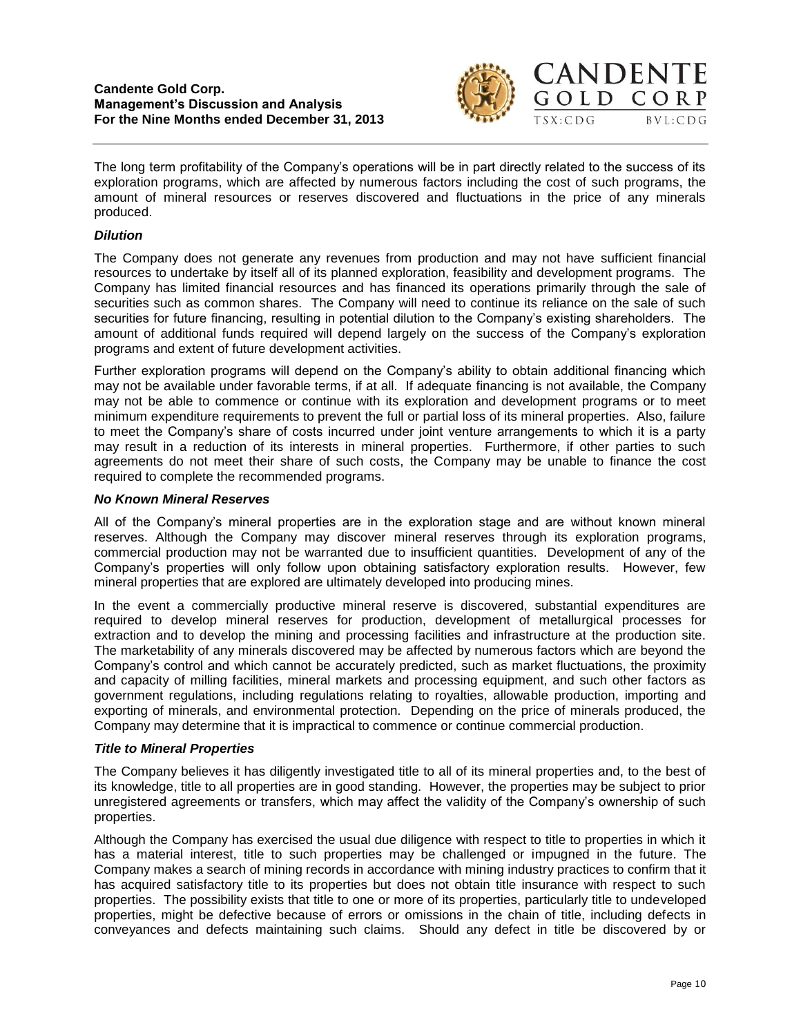The long term profitability of the Company's operations will be in part directly related to the success of its exploration programs, which are affected by numerous factors including the cost of such programs, the amount of mineral resources or reserves discovered and fluctuations in the price of any minerals produced.

### *Dilution*

The Company does not generate any revenues from production and may not have sufficient financial resources to undertake by itself all of its planned exploration, feasibility and development programs. The Company has limited financial resources and has financed its operations primarily through the sale of securities such as common shares. The Company will need to continue its reliance on the sale of such securities for future financing, resulting in potential dilution to the Company's existing shareholders. The amount of additional funds required will depend largely on the success of the Company's exploration programs and extent of future development activities.

Further exploration programs will depend on the Company's ability to obtain additional financing which may not be available under favorable terms, if at all. If adequate financing is not available, the Company may not be able to commence or continue with its exploration and development programs or to meet minimum expenditure requirements to prevent the full or partial loss of its mineral properties. Also, failure to meet the Company's share of costs incurred under joint venture arrangements to which it is a party may result in a reduction of its interests in mineral properties. Furthermore, if other parties to such agreements do not meet their share of such costs, the Company may be unable to finance the cost required to complete the recommended programs.

### *No Known Mineral Reserves*

All of the Company's mineral properties are in the exploration stage and are without known mineral reserves. Although the Company may discover mineral reserves through its exploration programs, commercial production may not be warranted due to insufficient quantities. Development of any of the Company's properties will only follow upon obtaining satisfactory exploration results. However, few mineral properties that are explored are ultimately developed into producing mines.

In the event a commercially productive mineral reserve is discovered, substantial expenditures are required to develop mineral reserves for production, development of metallurgical processes for extraction and to develop the mining and processing facilities and infrastructure at the production site. The marketability of any minerals discovered may be affected by numerous factors which are beyond the Company's control and which cannot be accurately predicted, such as market fluctuations, the proximity and capacity of milling facilities, mineral markets and processing equipment, and such other factors as government regulations, including regulations relating to royalties, allowable production, importing and exporting of minerals, and environmental protection. Depending on the price of minerals produced, the Company may determine that it is impractical to commence or continue commercial production.

### *Title to Mineral Properties*

The Company believes it has diligently investigated title to all of its mineral properties and, to the best of its knowledge, title to all properties are in good standing. However, the properties may be subject to prior unregistered agreements or transfers, which may affect the validity of the Company's ownership of such properties.

Although the Company has exercised the usual due diligence with respect to title to properties in which it has a material interest, title to such properties may be challenged or impugned in the future. The Company makes a search of mining records in accordance with mining industry practices to confirm that it has acquired satisfactory title to its properties but does not obtain title insurance with respect to such properties. The possibility exists that title to one or more of its properties, particularly title to undeveloped properties, might be defective because of errors or omissions in the chain of title, including defects in conveyances and defects maintaining such claims. Should any defect in title be discovered by or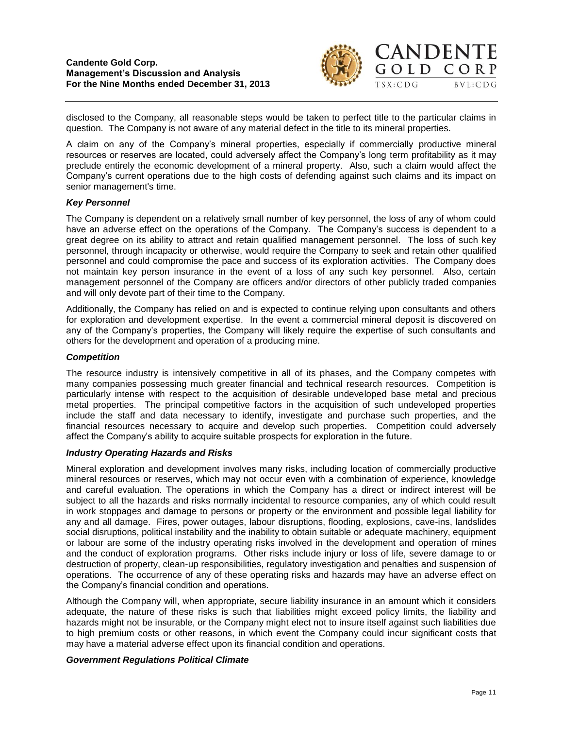disclosed to the Company, all reasonable steps would be taken to perfect title to the particular claims in question. The Company is not aware of any material defect in the title to its mineral properties.

A claim on any of the Company's mineral properties, especially if commercially productive mineral resources or reserves are located, could adversely affect the Company's long term profitability as it may preclude entirely the economic development of a mineral property. Also, such a claim would affect the Company's current operations due to the high costs of defending against such claims and its impact on senior management's time.

### *Key Personnel*

The Company is dependent on a relatively small number of key personnel, the loss of any of whom could have an adverse effect on the operations of the Company. The Company's success is dependent to a great degree on its ability to attract and retain qualified management personnel. The loss of such key personnel, through incapacity or otherwise, would require the Company to seek and retain other qualified personnel and could compromise the pace and success of its exploration activities. The Company does not maintain key person insurance in the event of a loss of any such key personnel. Also, certain management personnel of the Company are officers and/or directors of other publicly traded companies and will only devote part of their time to the Company.

Additionally, the Company has relied on and is expected to continue relying upon consultants and others for exploration and development expertise. In the event a commercial mineral deposit is discovered on any of the Company's properties, the Company will likely require the expertise of such consultants and others for the development and operation of a producing mine.

### *Competition*

The resource industry is intensively competitive in all of its phases, and the Company competes with many companies possessing much greater financial and technical research resources. Competition is particularly intense with respect to the acquisition of desirable undeveloped base metal and precious metal properties. The principal competitive factors in the acquisition of such undeveloped properties include the staff and data necessary to identify, investigate and purchase such properties, and the financial resources necessary to acquire and develop such properties. Competition could adversely affect the Company's ability to acquire suitable prospects for exploration in the future.

### *Industry Operating Hazards and Risks*

Mineral exploration and development involves many risks, including location of commercially productive mineral resources or reserves, which may not occur even with a combination of experience, knowledge and careful evaluation. The operations in which the Company has a direct or indirect interest will be subject to all the hazards and risks normally incidental to resource companies, any of which could result in work stoppages and damage to persons or property or the environment and possible legal liability for any and all damage. Fires, power outages, labour disruptions, flooding, explosions, cave-ins, landslides social disruptions, political instability and the inability to obtain suitable or adequate machinery, equipment or labour are some of the industry operating risks involved in the development and operation of mines and the conduct of exploration programs. Other risks include injury or loss of life, severe damage to or destruction of property, clean-up responsibilities, regulatory investigation and penalties and suspension of operations. The occurrence of any of these operating risks and hazards may have an adverse effect on the Company's financial condition and operations.

Although the Company will, when appropriate, secure liability insurance in an amount which it considers adequate, the nature of these risks is such that liabilities might exceed policy limits, the liability and hazards might not be insurable, or the Company might elect not to insure itself against such liabilities due to high premium costs or other reasons, in which event the Company could incur significant costs that may have a material adverse effect upon its financial condition and operations.

### *Government Regulations Political Climate*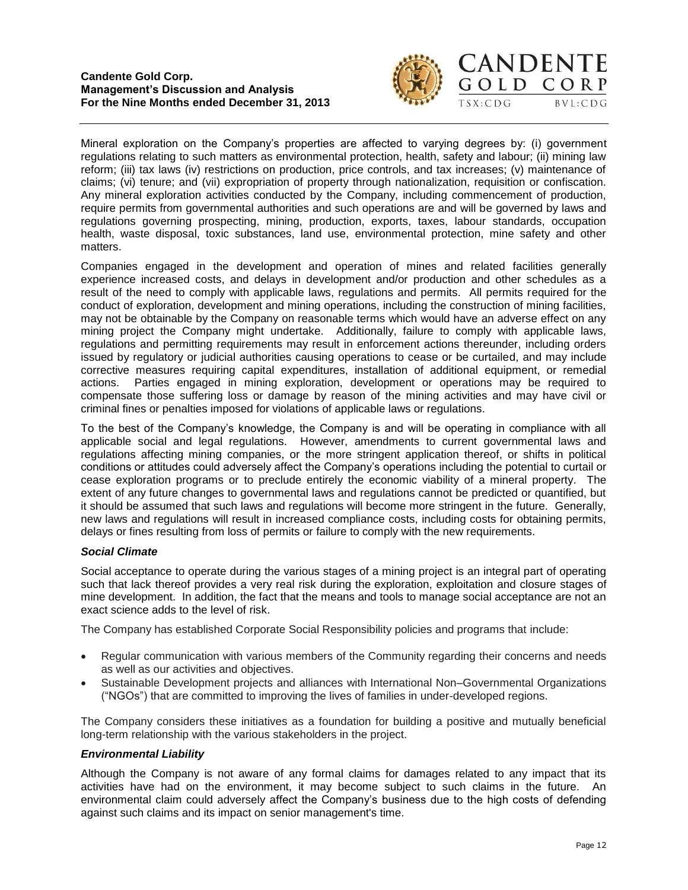Mineral exploration on the Company's properties are affected to varying degrees by: (i) government regulations relating to such matters as environmental protection, health, safety and labour; (ii) mining law reform; (iii) tax laws (iv) restrictions on production, price controls, and tax increases; (v) maintenance of claims; (vi) tenure; and (vii) expropriation of property through nationalization, requisition or confiscation. Any mineral exploration activities conducted by the Company, including commencement of production, require permits from governmental authorities and such operations are and will be governed by laws and regulations governing prospecting, mining, production, exports, taxes, labour standards, occupation health, waste disposal, toxic substances, land use, environmental protection, mine safety and other matters.

Companies engaged in the development and operation of mines and related facilities generally experience increased costs, and delays in development and/or production and other schedules as a result of the need to comply with applicable laws, regulations and permits. All permits required for the conduct of exploration, development and mining operations, including the construction of mining facilities, may not be obtainable by the Company on reasonable terms which would have an adverse effect on any mining project the Company might undertake. Additionally, failure to comply with applicable laws, regulations and permitting requirements may result in enforcement actions thereunder, including orders issued by regulatory or judicial authorities causing operations to cease or be curtailed, and may include corrective measures requiring capital expenditures, installation of additional equipment, or remedial actions. Parties engaged in mining exploration, development or operations may be required to compensate those suffering loss or damage by reason of the mining activities and may have civil or criminal fines or penalties imposed for violations of applicable laws or regulations.

To the best of the Company's knowledge, the Company is and will be operating in compliance with all applicable social and legal regulations. However, amendments to current governmental laws and regulations affecting mining companies, or the more stringent application thereof, or shifts in political conditions or attitudes could adversely affect the Company's operations including the potential to curtail or cease exploration programs or to preclude entirely the economic viability of a mineral property. The extent of any future changes to governmental laws and regulations cannot be predicted or quantified, but it should be assumed that such laws and regulations will become more stringent in the future. Generally, new laws and regulations will result in increased compliance costs, including costs for obtaining permits, delays or fines resulting from loss of permits or failure to comply with the new requirements.

### *Social Climate*

Social acceptance to operate during the various stages of a mining project is an integral part of operating such that lack thereof provides a very real risk during the exploration, exploitation and closure stages of mine development. In addition, the fact that the means and tools to manage social acceptance are not an exact science adds to the level of risk.

The Company has established Corporate Social Responsibility policies and programs that include:

- Regular communication with various members of the Community regarding their concerns and needs as well as our activities and objectives.
- Sustainable Development projects and alliances with International Non–Governmental Organizations ("NGOs") that are committed to improving the lives of families in under-developed regions.

The Company considers these initiatives as a foundation for building a positive and mutually beneficial long-term relationship with the various stakeholders in the project.

### *Environmental Liability*

Although the Company is not aware of any formal claims for damages related to any impact that its activities have had on the environment, it may become subject to such claims in the future. An environmental claim could adversely affect the Company's business due to the high costs of defending against such claims and its impact on senior management's time.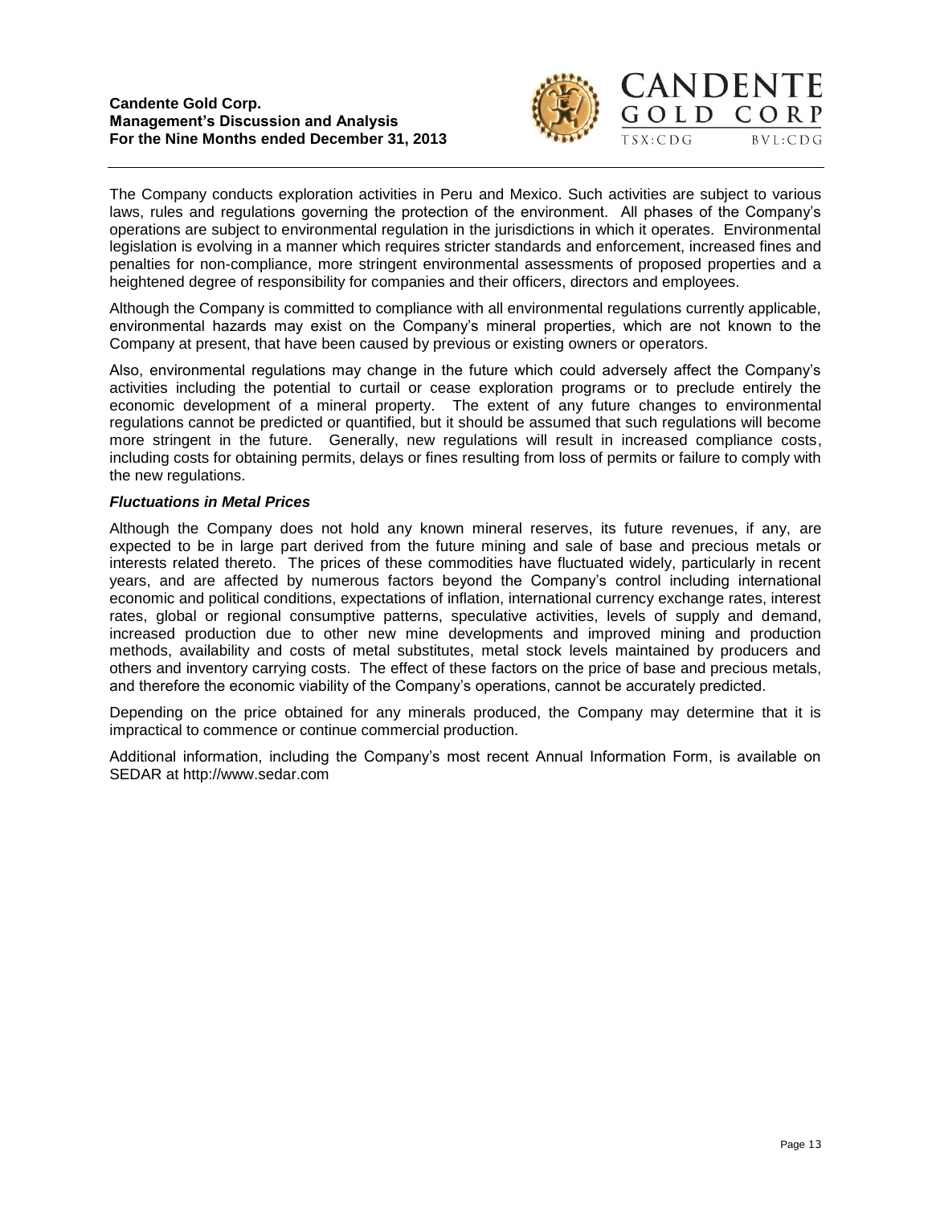The Company conducts exploration activities in Peru and Mexico. Such activities are subject to various laws, rules and regulations governing the protection of the environment. All phases of the Company's operations are subject to environmental regulation in the jurisdictions in which it operates. Environmental legislation is evolving in a manner which requires stricter standards and enforcement, increased fines and penalties for non-compliance, more stringent environmental assessments of proposed properties and a heightened degree of responsibility for companies and their officers, directors and employees.

Although the Company is committed to compliance with all environmental regulations currently applicable, environmental hazards may exist on the Company's mineral properties, which are not known to the Company at present, that have been caused by previous or existing owners or operators.

Also, environmental regulations may change in the future which could adversely affect the Company's activities including the potential to curtail or cease exploration programs or to preclude entirely the economic development of a mineral property. The extent of any future changes to environmental regulations cannot be predicted or quantified, but it should be assumed that such regulations will become more stringent in the future. Generally, new regulations will result in increased compliance costs, including costs for obtaining permits, delays or fines resulting from loss of permits or failure to comply with the new regulations.

***Fluctuations in Metal Prices***

Although the Company does not hold any known mineral reserves, its future revenues, if any, are expected to be in large part derived from the future mining and sale of base and precious metals or interests related thereto. The prices of these commodities have fluctuated widely, particularly in recent years, and are affected by numerous factors beyond the Company's control including international economic and political conditions, expectations of inflation, international currency exchange rates, interest rates, global or regional consumptive patterns, speculative activities, levels of supply and demand, increased production due to other new mine developments and improved mining and production methods, availability and costs of metal substitutes, metal stock levels maintained by producers and others and inventory carrying costs. The effect of these factors on the price of base and precious metals, and therefore the economic viability of the Company's operations, cannot be accurately predicted.

Depending on the price obtained for any minerals produced, the Company may determine that it is impractical to commence or continue commercial production.

Additional information, including the Company's most recent Annual Information Form, is available on SEDAR at http://www.sedar.com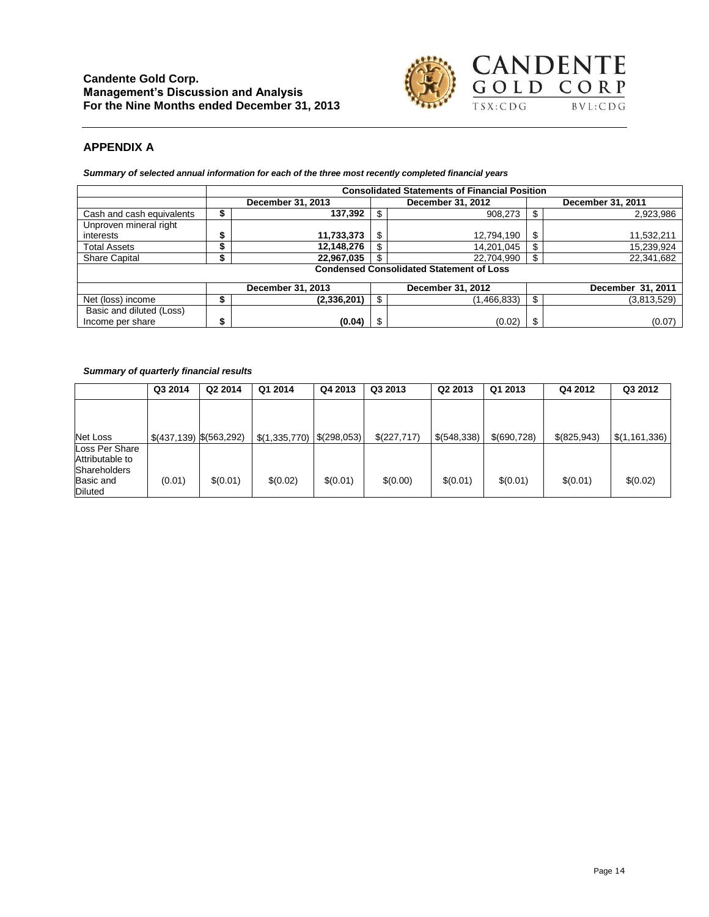## APPENDIX A

***Summary of selected annual information for each of the three most recently completed financial years***

| | Consolidated Statements of Financial Position | | |
|---|---|---|---|
| | **December 31, 2013** | **December 31, 2012** | **December 31, 2011** |
| Cash and cash equivalents | **$ 137,392** | $ 908,273 | $ 2,923,986 |
| Unproven mineral right interests | **$ 11,733,373** | $ 12,794,190 | $ 11,532,211 |
| Total Assets | **$ 12,148,276** | $ 14,201,045 | $ 15,239,924 |
| Share Capital | **$ 22,967,035** | $ 22,704,990 | $ 22,341,682 |
| | **Condensed Consolidated Statement of Loss** | | |
| | **December 31, 2013** | **December 31, 2012** | **December 31, 2011** |
| Net (loss) income | **$ (2,336,201)** | $ (1,466,833) | $ (3,813,529) |
| Basic and diluted (Loss) Income per share | **$ (0.04)** | $ (0.02) | $ (0.07) |

***Summary of quarterly financial results***

| | Q3 2014 | Q2 2014 | Q1 2014 | Q4 2013 | Q3 2013 | Q2 2013 | Q1 2013 | Q4 2012 | Q3 2012 |
|---|---|---|---|---|---|---|---|---|---|
| Net Loss | $(437,139) | $(563,292) | $(1,335,770) | $(298,053) | $(227,717) | $(548,338) | $(690,728) | $(825,943) | $(1,161,336) |
| Loss Per Share Attributable to Shareholders Basic and Diluted | (0.01) | $(0.01) | $(0.02) | $(0.01) | $(0.00) | $(0.01) | $(0.01) | $(0.01) | $(0.02) |